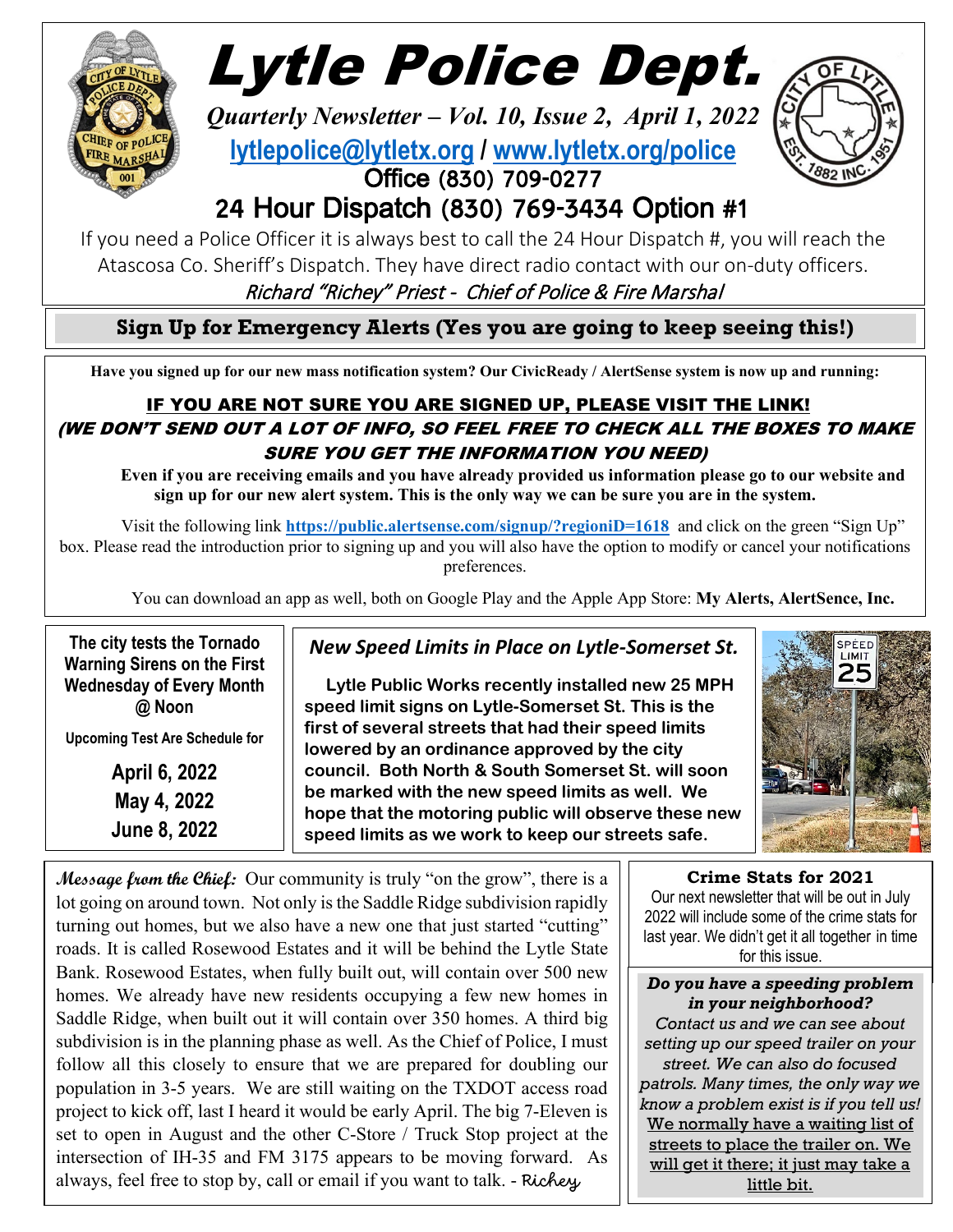# Lytle Police Dept.

***Quarterly Newsletter – Vol. 10, Issue 2, April 1, 2022***

**lytlepolice@lytletx.org / www.lytletx.org/police**

Office (830) 709-0277

## 24 Hour Dispatch (830) 769-3434 Option #1

If you need a Police Officer it is always best to call the 24 Hour Dispatch #, you will reach the Atascosa Co. Sheriff's Dispatch. They have direct radio contact with our on-duty officers.

*Richard "Richey" Priest - Chief of Police & Fire Marshal*

## Sign Up for Emergency Alerts (Yes you are going to keep seeing this!)

**Have you signed up for our new mass notification system? Our CivicReady / AlertSense system is now up and running:**

**IF YOU ARE NOT SURE YOU ARE SIGNED UP, PLEASE VISIT THE LINK!**

***(WE DON'T SEND OUT A LOT OF INFO, SO FEEL FREE TO CHECK ALL THE BOXES TO MAKE SURE YOU GET THE INFORMATION YOU NEED)***

**Even if you are receiving emails and you have already provided us information please go to our website and sign up for our new alert system. This is the only way we can be sure you are in the system.**

Visit the following link **https://public.alertsense.com/signup/?regioniD=1618** and click on the green "Sign Up" box. Please read the introduction prior to signing up and you will also have the option to modify or cancel your notifications preferences.

You can download an app as well, both on Google Play and the Apple App Store: **My Alerts, AlertSence, Inc.**

**The city tests the Tornado Warning Sirens on the First Wednesday of Every Month @ Noon**

**Upcoming Test Are Schedule for**

**April 6, 2022**

**May 4, 2022**

**June 8, 2022**

### *New Speed Limits in Place on Lytle-Somerset St.*

**Lytle Public Works recently installed new 25 MPH speed limit signs on Lytle-Somerset St. This is the first of several streets that had their speed limits lowered by an ordinance approved by the city council. Both North & South Somerset St. will soon be marked with the new speed limits as well. We hope that the motoring public will observe these new speed limits as we work to keep our streets safe.**

***Message from the Chief:*** Our community is truly "on the grow", there is a lot going on around town. Not only is the Saddle Ridge subdivision rapidly turning out homes, but we also have a new one that just started "cutting" roads. It is called Rosewood Estates and it will be behind the Lytle State Bank. Rosewood Estates, when fully built out, will contain over 500 new homes. We already have new residents occupying a few new homes in Saddle Ridge, when built out it will contain over 350 homes. A third big subdivision is in the planning phase as well. As the Chief of Police, I must follow all this closely to ensure that we are prepared for doubling our population in 3-5 years. We are still waiting on the TXDOT access road project to kick off, last I heard it would be early April. The big 7-Eleven is set to open in August and the other C-Store / Truck Stop project at the intersection of IH-35 and FM 3175 appears to be moving forward. As always, feel free to stop by, call or email if you want to talk. - Richey

**Crime Stats for 2021**

Our next newsletter that will be out in July 2022 will include some of the crime stats for last year. We didn't get it all together in time for this issue.

***Do you have a speeding problem in your neighborhood?***

*Contact us and we can see about setting up our speed trailer on your street. We can also do focused patrols. Many times, the only way we know a problem exist is if you tell us!* We normally have a waiting list of streets to place the trailer on. We will get it there; it just may take a little bit.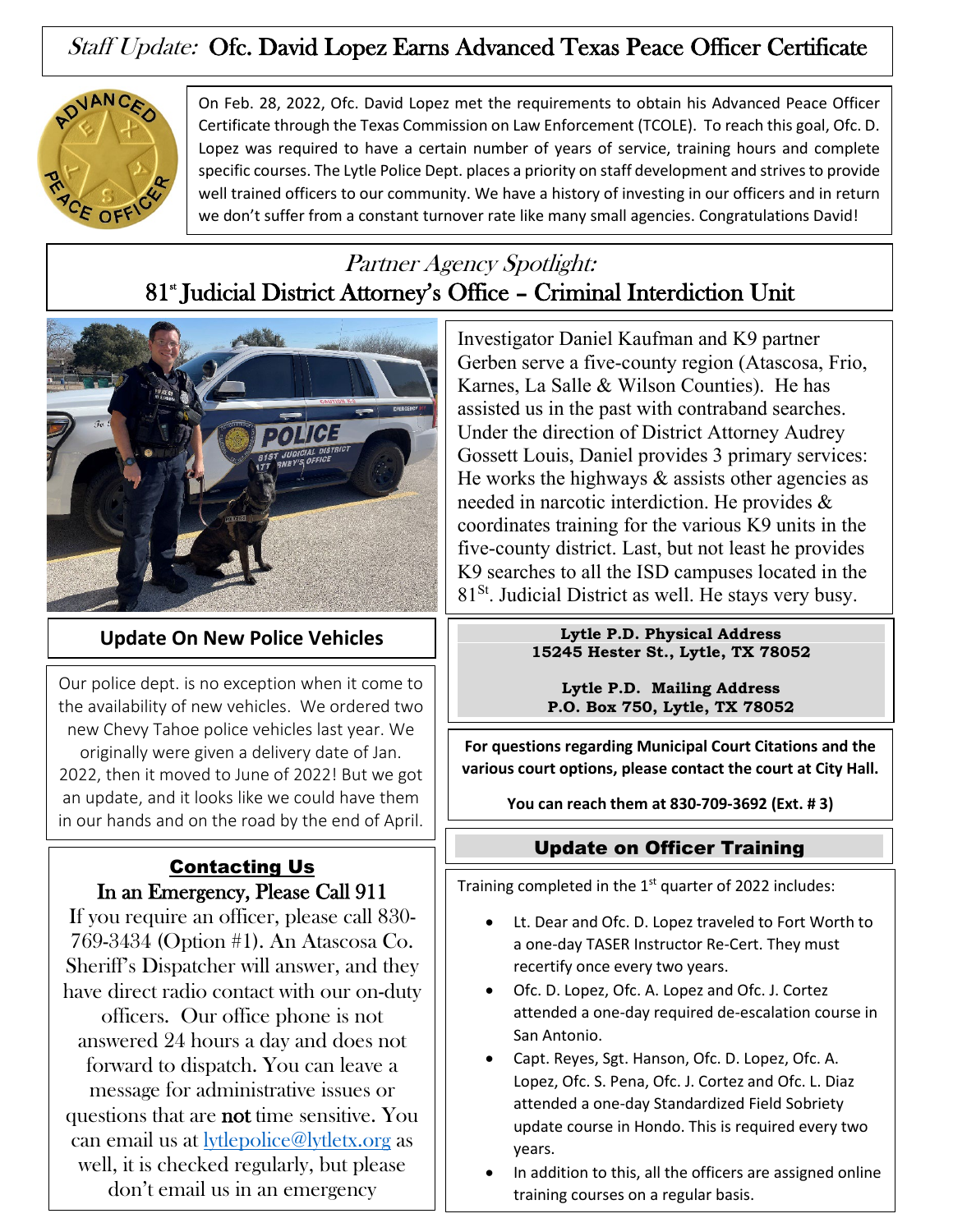## *Staff Update:* Ofc. David Lopez Earns Advanced Texas Peace Officer Certificate

On Feb. 28, 2022, Ofc. David Lopez met the requirements to obtain his Advanced Peace Officer Certificate through the Texas Commission on Law Enforcement (TCOLE). To reach this goal, Ofc. D. Lopez was required to have a certain number of years of service, training hours and complete specific courses. The Lytle Police Dept. places a priority on staff development and strives to provide well trained officers to our community. We have a history of investing in our officers and in return we don't suffer from a constant turnover rate like many small agencies. Congratulations David!

## *Partner Agency Spotlight:* 81st Judicial District Attorney's Office – Criminal Interdiction Unit

Investigator Daniel Kaufman and K9 partner Gerben serve a five-county region (Atascosa, Frio, Karnes, La Salle & Wilson Counties). He has assisted us in the past with contraband searches. Under the direction of District Attorney Audrey Gossett Louis, Daniel provides 3 primary services: He works the highways & assists other agencies as needed in narcotic interdiction. He provides & coordinates training for the various K9 units in the five-county district. Last, but not least he provides K9 searches to all the ISD campuses located in the 81St. Judicial District as well. He stays very busy.

### Update On New Police Vehicles

Our police dept. is no exception when it come to the availability of new vehicles. We ordered two new Chevy Tahoe police vehicles last year. We originally were given a delivery date of Jan. 2022, then it moved to June of 2022! But we got an update, and it looks like we could have them in our hands and on the road by the end of April.

**Lytle P.D. Physical Address**
**15245 Hester St., Lytle, TX 78052**

**Lytle P.D. Mailing Address**
**P.O. Box 750, Lytle, TX 78052**

**For questions regarding Municipal Court Citations and the various court options, please contact the court at City Hall.**

**You can reach them at 830-709-3692 (Ext. # 3)**

### Contacting Us

**In an Emergency, Please Call 911**

If you require an officer, please call 830-769-3434 (Option #1). An Atascosa Co. Sheriff's Dispatcher will answer, and they have direct radio contact with our on-duty officers. Our office phone is not answered 24 hours a day and does not forward to dispatch. You can leave a message for administrative issues or questions that are **not** time sensitive. You can email us at lytlepolice@lytletx.org as well, it is checked regularly, but please don't email us in an emergency

### Update on Officer Training

Training completed in the 1st quarter of 2022 includes:

- Lt. Dear and Ofc. D. Lopez traveled to Fort Worth to a one-day TASER Instructor Re-Cert. They must recertify once every two years.
- Ofc. D. Lopez, Ofc. A. Lopez and Ofc. J. Cortez attended a one-day required de-escalation course in San Antonio.
- Capt. Reyes, Sgt. Hanson, Ofc. D. Lopez, Ofc. A. Lopez, Ofc. S. Pena, Ofc. J. Cortez and Ofc. L. Diaz attended a one-day Standardized Field Sobriety update course in Hondo. This is required every two years.
- In addition to this, all the officers are assigned online training courses on a regular basis.